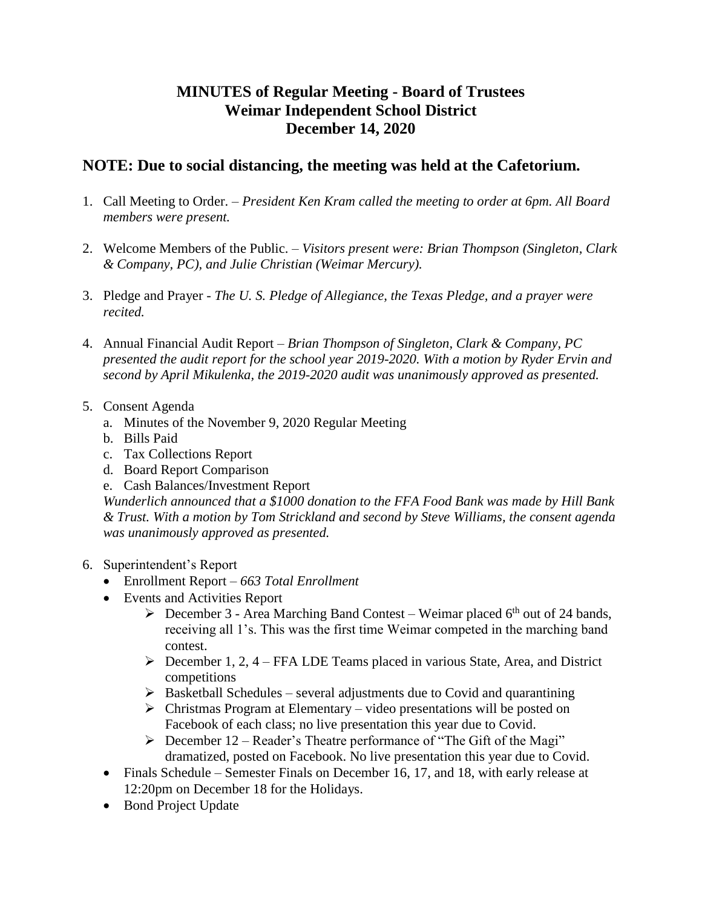# MINUTES of Regular Meeting - Board of Trustees
# Weimar Independent School District
# December 14, 2020

## NOTE: Due to social distancing, the meeting was held at the Cafetorium.

1. Call Meeting to Order. – *President Ken Kram called the meeting to order at 6pm. All Board members were present.*

2. Welcome Members of the Public. – *Visitors present were: Brian Thompson (Singleton, Clark & Company, PC), and Julie Christian (Weimar Mercury).*

3. Pledge and Prayer - *The U. S. Pledge of Allegiance, the Texas Pledge, and a prayer were recited.*

4. Annual Financial Audit Report – *Brian Thompson of Singleton, Clark & Company, PC presented the audit report for the school year 2019-2020. With a motion by Ryder Ervin and second by April Mikulenka, the 2019-2020 audit was unanimously approved as presented.*

5. Consent Agenda
   a. Minutes of the November 9, 2020 Regular Meeting
   b. Bills Paid
   c. Tax Collections Report
   d. Board Report Comparison
   e. Cash Balances/Investment Report

   *Wunderlich announced that a $1000 donation to the FFA Food Bank was made by Hill Bank & Trust. With a motion by Tom Strickland and second by Steve Williams, the consent agenda was unanimously approved as presented.*

6. Superintendent's Report
   - Enrollment Report – *663 Total Enrollment*
   - Events and Activities Report
     - December 3 - Area Marching Band Contest – Weimar placed 6th out of 24 bands, receiving all 1's. This was the first time Weimar competed in the marching band contest.
     - December 1, 2, 4 – FFA LDE Teams placed in various State, Area, and District competitions
     - Basketball Schedules – several adjustments due to Covid and quarantining
     - Christmas Program at Elementary – video presentations will be posted on Facebook of each class; no live presentation this year due to Covid.
     - December 12 – Reader's Theatre performance of "The Gift of the Magi" dramatized, posted on Facebook. No live presentation this year due to Covid.
   - Finals Schedule – Semester Finals on December 16, 17, and 18, with early release at 12:20pm on December 18 for the Holidays.
   - Bond Project Update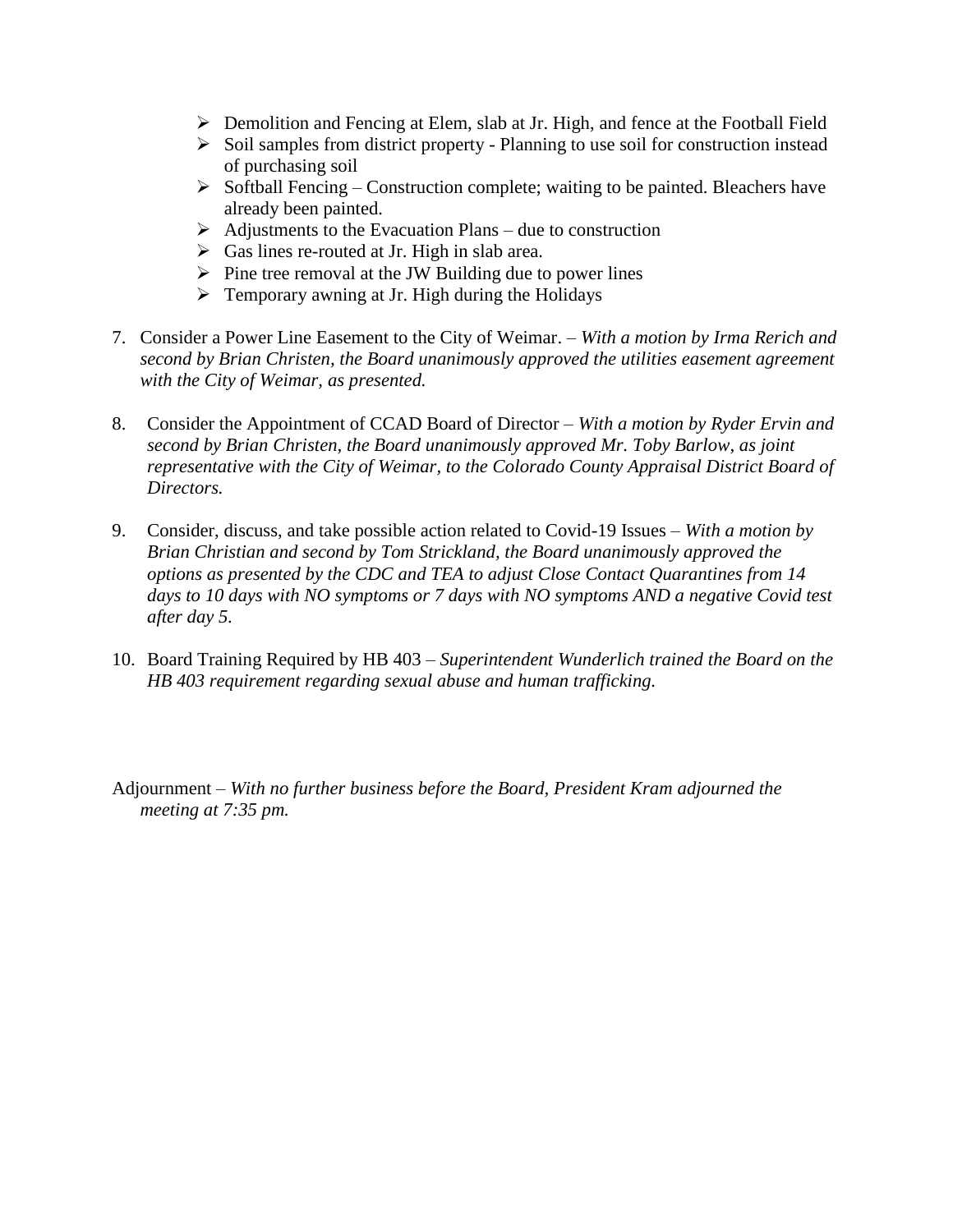- Demolition and Fencing at Elem, slab at Jr. High, and fence at the Football Field
- Soil samples from district property - Planning to use soil for construction instead of purchasing soil
- Softball Fencing – Construction complete; waiting to be painted. Bleachers have already been painted.
- Adjustments to the Evacuation Plans – due to construction
- Gas lines re-routed at Jr. High in slab area.
- Pine tree removal at the JW Building due to power lines
- Temporary awning at Jr. High during the Holidays

7. Consider a Power Line Easement to the City of Weimar. – *With a motion by Irma Rerich and second by Brian Christen, the Board unanimously approved the utilities easement agreement with the City of Weimar, as presented.*

8. Consider the Appointment of CCAD Board of Director – *With a motion by Ryder Ervin and second by Brian Christen, the Board unanimously approved Mr. Toby Barlow, as joint representative with the City of Weimar, to the Colorado County Appraisal District Board of Directors.*

9. Consider, discuss, and take possible action related to Covid-19 Issues – *With a motion by Brian Christian and second by Tom Strickland, the Board unanimously approved the options as presented by the CDC and TEA to adjust Close Contact Quarantines from 14 days to 10 days with NO symptoms or 7 days with NO symptoms AND a negative Covid test after day 5.*

10. Board Training Required by HB 403 – *Superintendent Wunderlich trained the Board on the HB 403 requirement regarding sexual abuse and human trafficking.*

Adjournment – *With no further business before the Board, President Kram adjourned the meeting at 7:35 pm.*